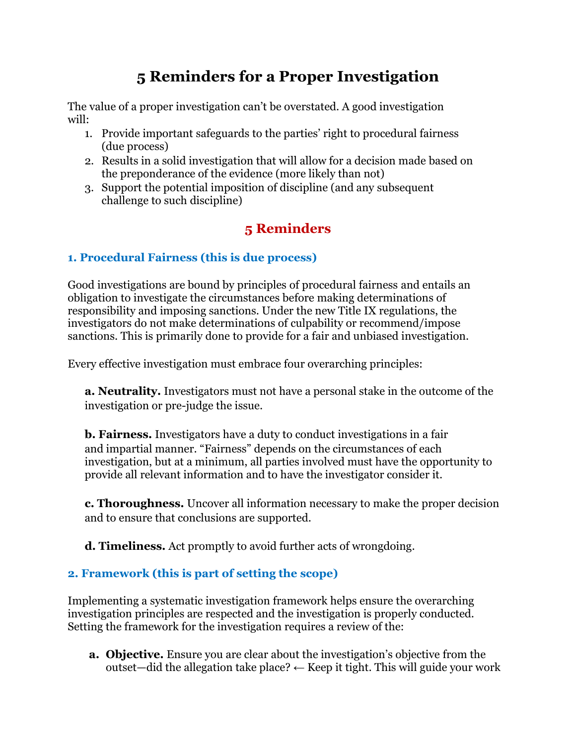# 5 Reminders for a Proper Investigation

The value of a proper investigation can't be overstated. A good investigation will:

1. Provide important safeguards to the parties' right to procedural fairness (due process)
2. Results in a solid investigation that will allow for a decision made based on the preponderance of the evidence (more likely than not)
3. Support the potential imposition of discipline (and any subsequent challenge to such discipline)

## 5 Reminders

### 1. Procedural Fairness (this is due process)

Good investigations are bound by principles of procedural fairness and entails an obligation to investigate the circumstances before making determinations of responsibility and imposing sanctions. Under the new Title IX regulations, the investigators do not make determinations of culpability or recommend/impose sanctions. This is primarily done to provide for a fair and unbiased investigation.

Every effective investigation must embrace four overarching principles:

**a. Neutrality.** Investigators must not have a personal stake in the outcome of the investigation or pre-judge the issue.

**b. Fairness.** Investigators have a duty to conduct investigations in a fair and impartial manner. "Fairness" depends on the circumstances of each investigation, but at a minimum, all parties involved must have the opportunity to provide all relevant information and to have the investigator consider it.

**c. Thoroughness.** Uncover all information necessary to make the proper decision and to ensure that conclusions are supported.

**d. Timeliness.** Act promptly to avoid further acts of wrongdoing.

### 2. Framework (this is part of setting the scope)

Implementing a systematic investigation framework helps ensure the overarching investigation principles are respected and the investigation is properly conducted. Setting the framework for the investigation requires a review of the:

a. **Objective.** Ensure you are clear about the investigation's objective from the outset—did the allegation take place? ← Keep it tight. This will guide your work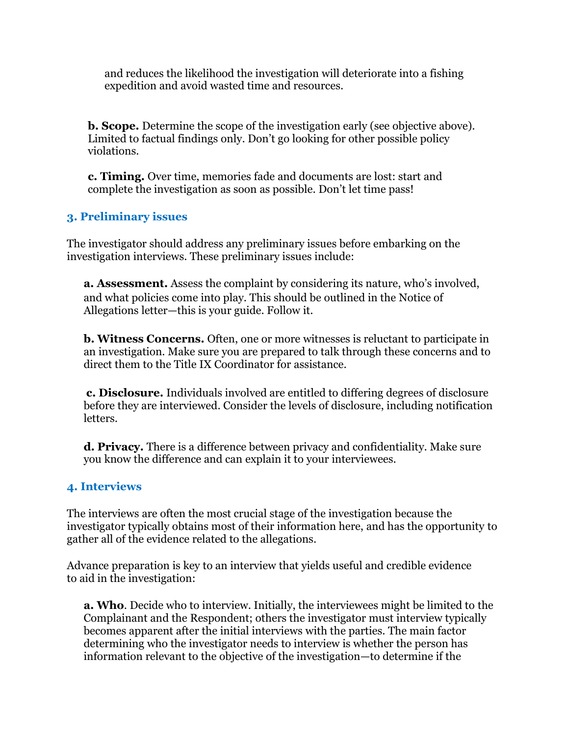and reduces the likelihood the investigation will deteriorate into a fishing expedition and avoid wasted time and resources.

**b. Scope.** Determine the scope of the investigation early (see objective above). Limited to factual findings only. Don't go looking for other possible policy violations.

**c. Timing.** Over time, memories fade and documents are lost: start and complete the investigation as soon as possible. Don't let time pass!

### 3. Preliminary issues

The investigator should address any preliminary issues before embarking on the investigation interviews. These preliminary issues include:

**a. Assessment.** Assess the complaint by considering its nature, who's involved, and what policies come into play. This should be outlined in the Notice of Allegations letter—this is your guide. Follow it.

**b. Witness Concerns.** Often, one or more witnesses is reluctant to participate in an investigation. Make sure you are prepared to talk through these concerns and to direct them to the Title IX Coordinator for assistance.

**c. Disclosure.** Individuals involved are entitled to differing degrees of disclosure before they are interviewed. Consider the levels of disclosure, including notification letters.

**d. Privacy.** There is a difference between privacy and confidentiality. Make sure you know the difference and can explain it to your interviewees.

### 4. Interviews

The interviews are often the most crucial stage of the investigation because the investigator typically obtains most of their information here, and has the opportunity to gather all of the evidence related to the allegations.

Advance preparation is key to an interview that yields useful and credible evidence to aid in the investigation:

**a. Who**. Decide who to interview. Initially, the interviewees might be limited to the Complainant and the Respondent; others the investigator must interview typically becomes apparent after the initial interviews with the parties. The main factor determining who the investigator needs to interview is whether the person has information relevant to the objective of the investigation—to determine if the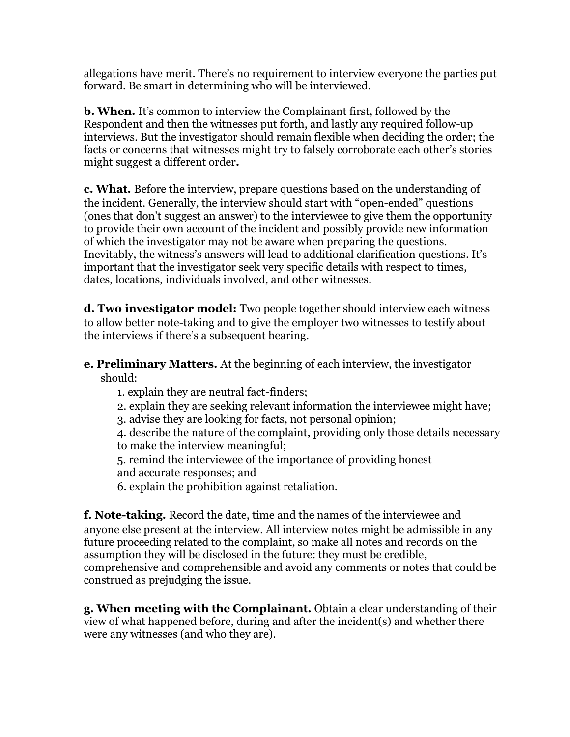allegations have merit. There's no requirement to interview everyone the parties put forward. Be smart in determining who will be interviewed.

**b. When.** It's common to interview the Complainant first, followed by the Respondent and then the witnesses put forth, and lastly any required follow-up interviews. But the investigator should remain flexible when deciding the order; the facts or concerns that witnesses might try to falsely corroborate each other's stories might suggest a different order**.**

**c. What.** Before the interview, prepare questions based on the understanding of the incident. Generally, the interview should start with "open-ended" questions (ones that don't suggest an answer) to the interviewee to give them the opportunity to provide their own account of the incident and possibly provide new information of which the investigator may not be aware when preparing the questions. Inevitably, the witness's answers will lead to additional clarification questions. It's important that the investigator seek very specific details with respect to times, dates, locations, individuals involved, and other witnesses.

**d. Two investigator model:** Two people together should interview each witness to allow better note-taking and to give the employer two witnesses to testify about the interviews if there's a subsequent hearing.

**e. Preliminary Matters.** At the beginning of each interview, the investigator should:

1. explain they are neutral fact-finders;
2. explain they are seeking relevant information the interviewee might have;
3. advise they are looking for facts, not personal opinion;
4. describe the nature of the complaint, providing only those details necessary to make the interview meaningful;
5. remind the interviewee of the importance of providing honest and accurate responses; and
6. explain the prohibition against retaliation.

**f. Note-taking.** Record the date, time and the names of the interviewee and anyone else present at the interview. All interview notes might be admissible in any future proceeding related to the complaint, so make all notes and records on the assumption they will be disclosed in the future: they must be credible, comprehensive and comprehensible and avoid any comments or notes that could be construed as prejudging the issue.

**g. When meeting with the Complainant.** Obtain a clear understanding of their view of what happened before, during and after the incident(s) and whether there were any witnesses (and who they are).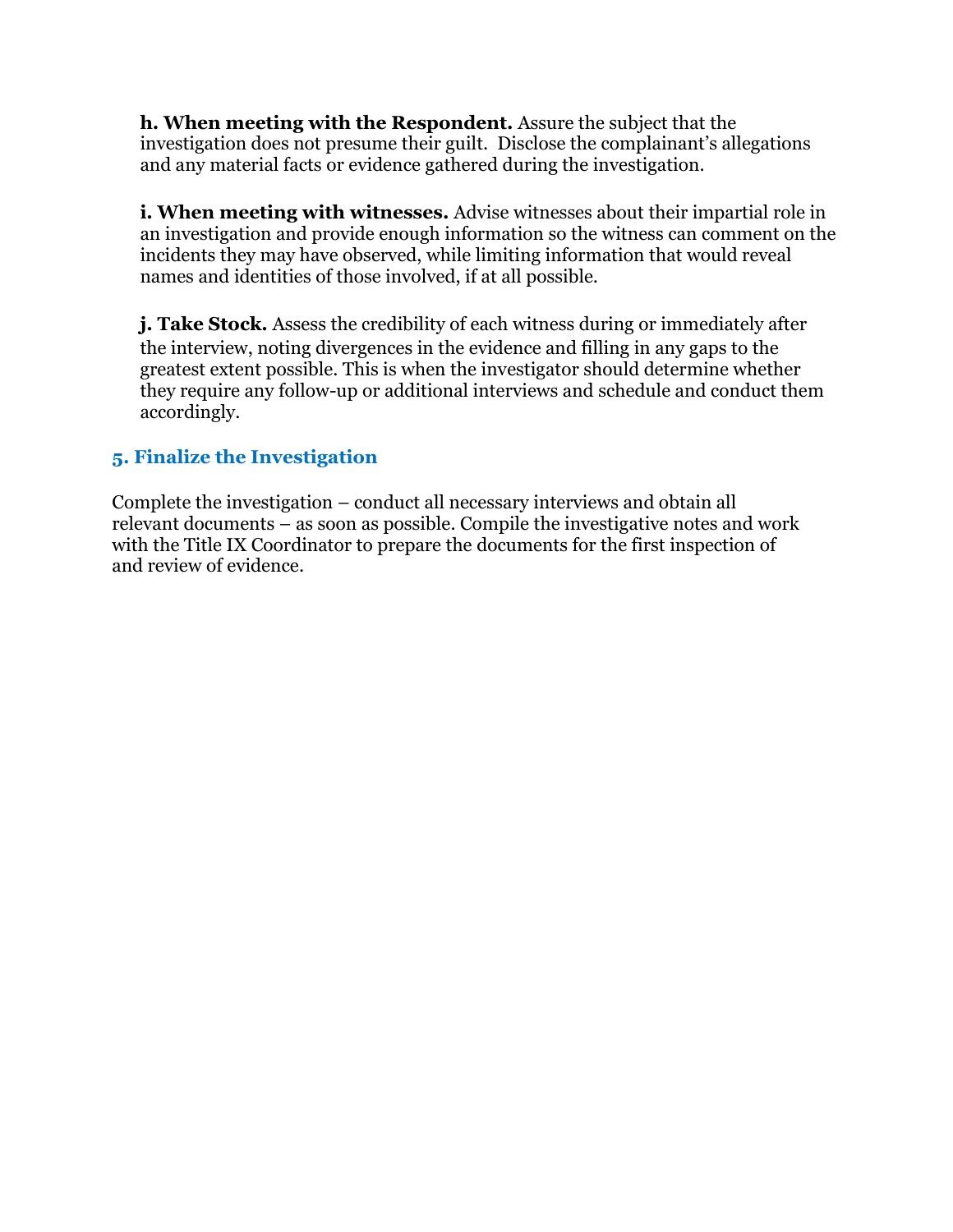**h. When meeting with the Respondent.** Assure the subject that the investigation does not presume their guilt. Disclose the complainant's allegations and any material facts or evidence gathered during the investigation.

**i. When meeting with witnesses.** Advise witnesses about their impartial role in an investigation and provide enough information so the witness can comment on the incidents they may have observed, while limiting information that would reveal names and identities of those involved, if at all possible.

**j. Take Stock.** Assess the credibility of each witness during or immediately after the interview, noting divergences in the evidence and filling in any gaps to the greatest extent possible. This is when the investigator should determine whether they require any follow-up or additional interviews and schedule and conduct them accordingly.

## 5. Finalize the Investigation

Complete the investigation – conduct all necessary interviews and obtain all relevant documents – as soon as possible. Compile the investigative notes and work with the Title IX Coordinator to prepare the documents for the first inspection of and review of evidence.